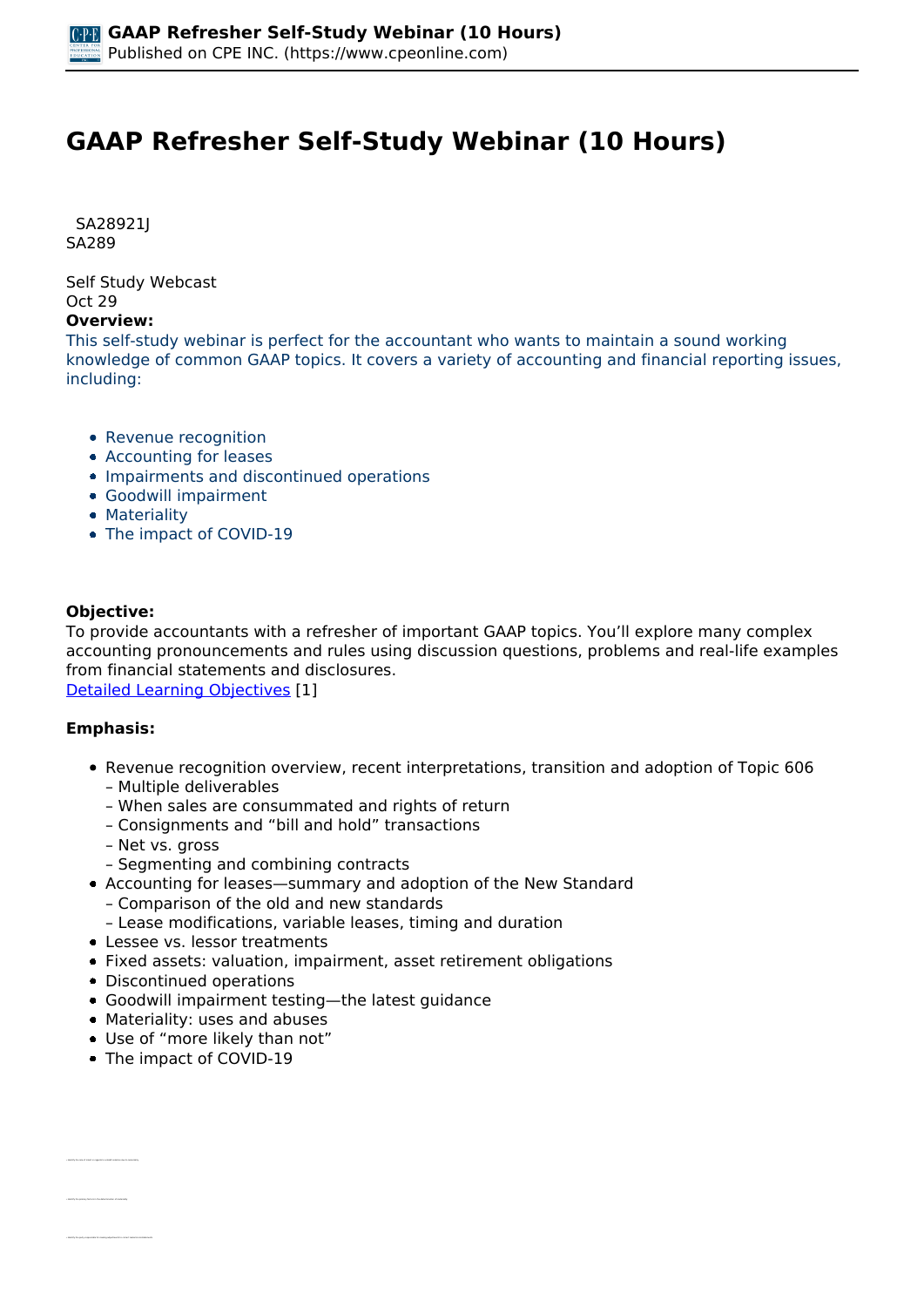# GAAP Refresher Self-Study Webinar (10 Hours)

SA28921J
SA289

Self Study Webcast
Oct 29

**Overview:**

This self-study webinar is perfect for the accountant who wants to maintain a sound working knowledge of common GAAP topics. It covers a variety of accounting and financial reporting issues, including:

- Revenue recognition
- Accounting for leases
- Impairments and discontinued operations
- Goodwill impairment
- Materiality
- The impact of COVID-19

**Objective:**

To provide accountants with a refresher of important GAAP topics. You'll explore many complex accounting pronouncements and rules using discussion questions, problems and real-life examples from financial statements and disclosures.
Detailed Learning Objectives [1]

**Emphasis:**

- Revenue recognition overview, recent interpretations, transition and adoption of Topic 606
  – Multiple deliverables
  – When sales are consummated and rights of return
  – Consignments and "bill and hold" transactions
  – Net vs. gross
  – Segmenting and combining contracts
- Accounting for leases—summary and adoption of the New Standard
  – Comparison of the old and new standards
  – Lease modifications, variable leases, timing and duration
- Lessee vs. lessor treatments
- Fixed assets: valuation, impairment, asset retirement obligations
- Discontinued operations
- Goodwill impairment testing—the latest guidance
- Materiality: uses and abuses
- Use of "more likely than not"
- The impact of COVID-19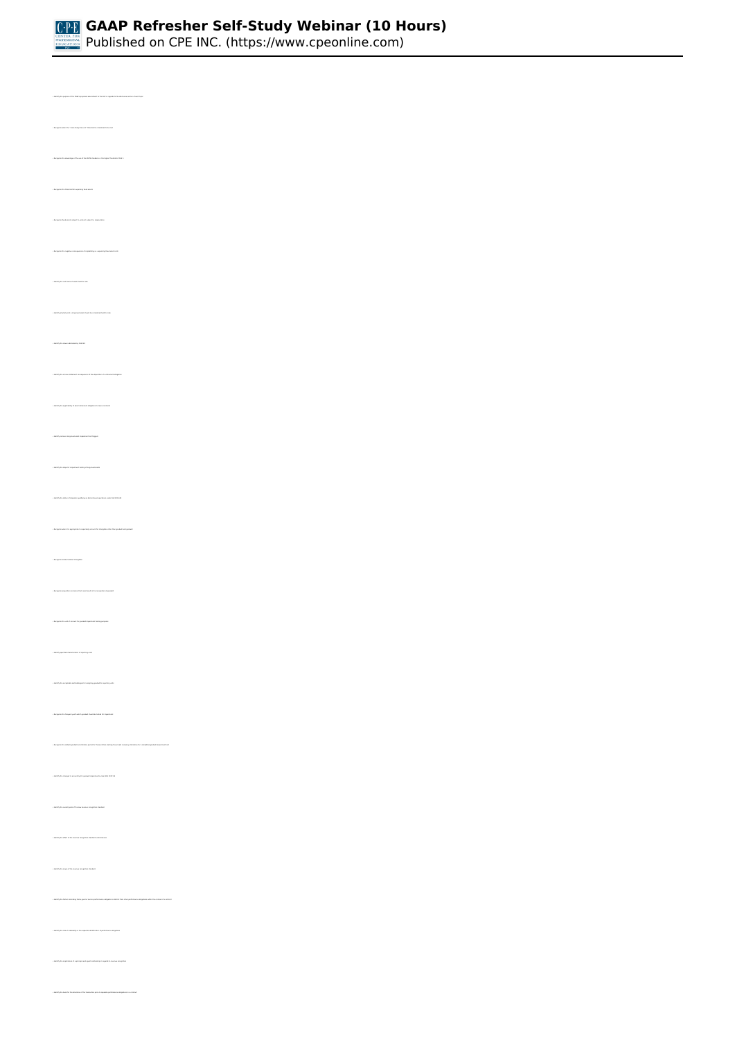- Identify the purpose of the FASB's proposed amendment to the ASC in regards to the disclosure section of each topic
- Recognize some of the "stand-alone PCC" alternatives' requirements for use
- Recognize the advantages of the use of the FASB standards in the right framework
- Recognize the threshold for capitalizing fixed assets
- Recognize land assets subject to, and not subject to, depreciation
- Recognize the negative consequences of capitalizing vs. expensing fixed asset costs
- Identify the cost basis of leased land to date
- Identify an adjustment to a government grant related to a constructed asset's cost
- Identify the nature of depreciating land
- Identify the income statement consequences of the disposition of a retirement obligation
- Identify the applicability of asset retirement obligations in various scenarios
- Identify common long-lived asset impairment triggers
- Identify the events for impairment testing of long-lived assets
- Identify the criteria of disposals qualifying as discontinued operations under ASU 2014-08
- Recognize what is an appropriate accounting amount for intangibles other than goodwill and goodwill
- Recognize assets related intangibles
- Recognize acceptable uses of an entity's self-assessment in the recognition of goodwill
- Recognize the unit of account for goodwill impairment testing purposes
- Identify specified characteristics of reporting units
- Identify the acceptable methodologies for assigning goodwill to reporting units
- Recognize the frequency with which goodwill should be tested for impairment
- Recognize the default goodwill amortization period for those entities electing the private company alternative for a simplified goodwill impairment test
- Identify the changes to accounting for goodwill impairment under ASU 2017-04
- Identify the overall goals of the new revenue recognition standard
- Identify the effect of the revenue recognition standard on businesses
- Identify the scope of the revenue recognition standard
- Identify the factors indicating that a good or service promised is a performance obligation distinct from other performance obligations within the context of a contract
- Identify the role of materiality in the judgmental identification of performance obligations
- Identify the implications of a principal and agent relationship in regards to revenue recognition
- Identify the basis for the allocation of the transaction price to separate performance obligations in a contract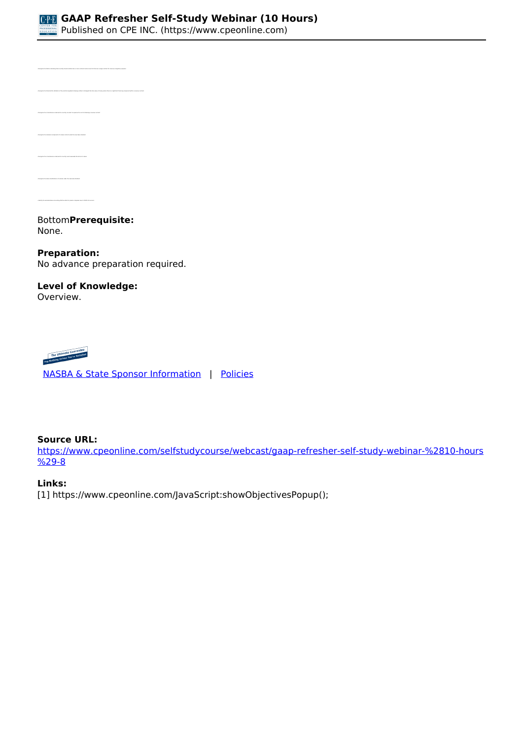BottomPrerequisite:
None.

**Preparation:**
No advance preparation required.

**Level of Knowledge:**
Overview.

NASBA & State Sponsor Information | Policies

**Source URL:**
https://www.cpeonline.com/selfstudycourse/webcast/gaap-refresher-self-study-webinar-%2810-hours%29-8

**Links:**
[1] https://www.cpeonline.com/JavaScript:showObjectivesPopup();